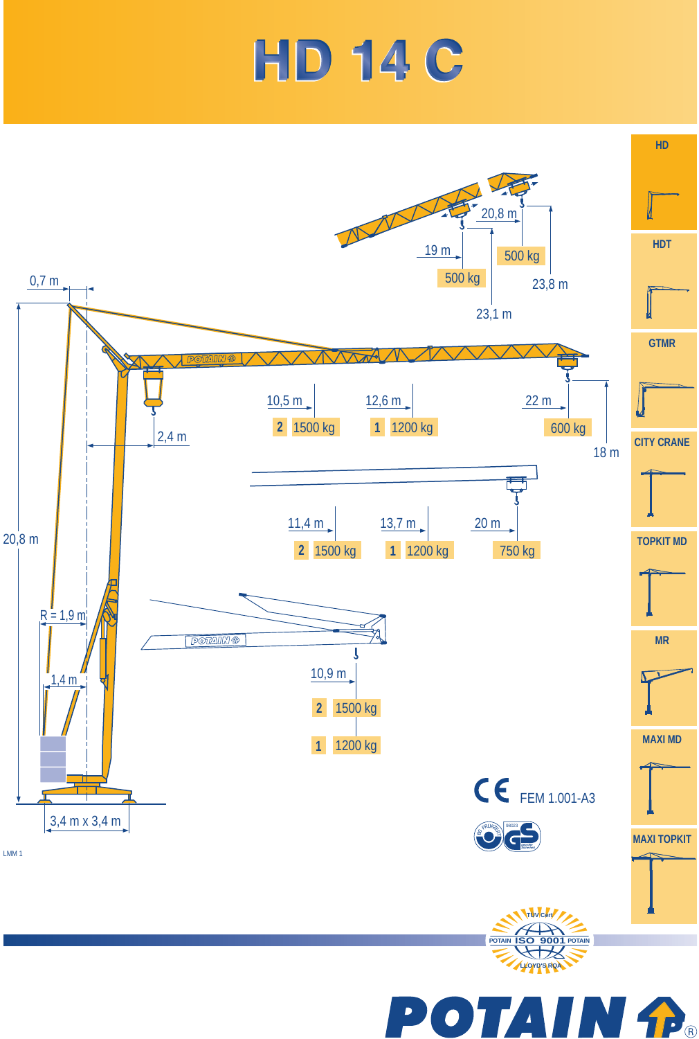# HD 14 C

- HD
- HDT
- GTMR
- CITY CRANE
- TOPKIT MD
- MR
- MAXI MD
- MAXI TOPKIT

0,7 m

20,8 m

R = 1,9 m

1,4 m

3,4 m x 3,4 m

2,4 m

| Radius | 19 m | 20,8 m |
|---|---|---|
| Load | 500 kg | 500 kg |
| Height | 23,1 m | 23,8 m |

| Radius | 10,5 m | 12,6 m | 22 m |
|---|---|---|---|
| Load | 2 – 1500 kg | 1 – 1200 kg | 600 kg |

18 m

| Radius | 11,4 m | 13,7 m | 20 m |
|---|---|---|---|
| Load | 2 – 1500 kg | 1 – 1200 kg | 750 kg |

| Radius | 10,9 m |
|---|---|
| Load | 2 – 1500 kg |
| Load | 1 – 1200 kg |

CE FEM 1.001-A3

LMM 1

TÜV Cert – POTAIN ISO 9001 POTAIN – LLOYD'S RQA

POTAIN®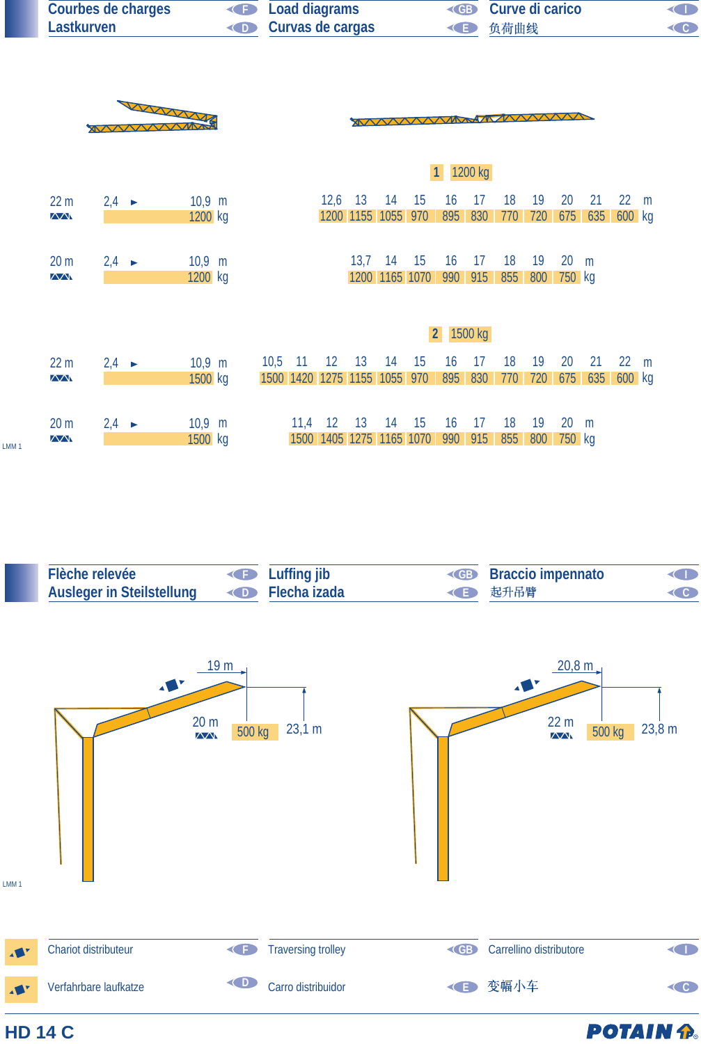## Courbes de charges (F) / Lastkurven (D) / Load diagrams (GB) / Curvas de cargas (E) / Curve di carico (I) / 负荷曲线 (C)

**1** 1200 kg

| Jib | 2,4 ► 10,9 m | 12,6 | 13 | 14 | 15 | 16 | 17 | 18 | 19 | 20 | 21 | 22 m |
|---|---|---|---|---|---|---|---|---|---|---|---|---|
| 22 m | 1200 kg | 1200 | 1155 | 1055 | 970 | 895 | 830 | 770 | 720 | 675 | 635 | 600 kg |

| Jib | 2,4 ► 10,9 m | 13,7 | 14 | 15 | 16 | 17 | 18 | 19 | 20 m |
|---|---|---|---|---|---|---|---|---|---|
| 20 m | 1200 kg | 1200 | 1165 | 1070 | 990 | 915 | 855 | 800 | 750 kg |

**2** 1500 kg

| Jib | 2,4 ► 10,9 m | 10,5 | 11 | 12 | 13 | 14 | 15 | 16 | 17 | 18 | 19 | 20 | 21 | 22 m |
|---|---|---|---|---|---|---|---|---|---|---|---|---|---|---|
| 22 m | 1500 kg | 1500 | 1420 | 1275 | 1155 | 1055 | 970 | 895 | 830 | 770 | 720 | 675 | 635 | 600 kg |

| Jib | 2,4 ► 10,9 m | 11,4 | 12 | 13 | 14 | 15 | 16 | 17 | 18 | 19 | 20 m |
|---|---|---|---|---|---|---|---|---|---|---|---|
| 20 m | 1500 kg | 1500 | 1405 | 1275 | 1165 | 1070 | 990 | 915 | 855 | 800 | 750 kg |

LMM 1

## Flèche relevée (F) / Ausleger in Steilstellung (D) / Luffing jib (GB) / Flecha izada (E) / Braccio impennato (I) / 起升吊臂 (C)

| Jib | Radius | Load | Height |
|---|---|---|---|
| 20 m | 19 m | 500 kg | 23,1 m |
| 22 m | 20,8 m | 500 kg | 23,8 m |

LMM 1

Chariot distributeur (F) / Verfahrbare laufkatze (D) / Traversing trolley (GB) / Carro distribuidor (E) / Carrellino distributore (I) / 变幅小车 (C)

HD 14 C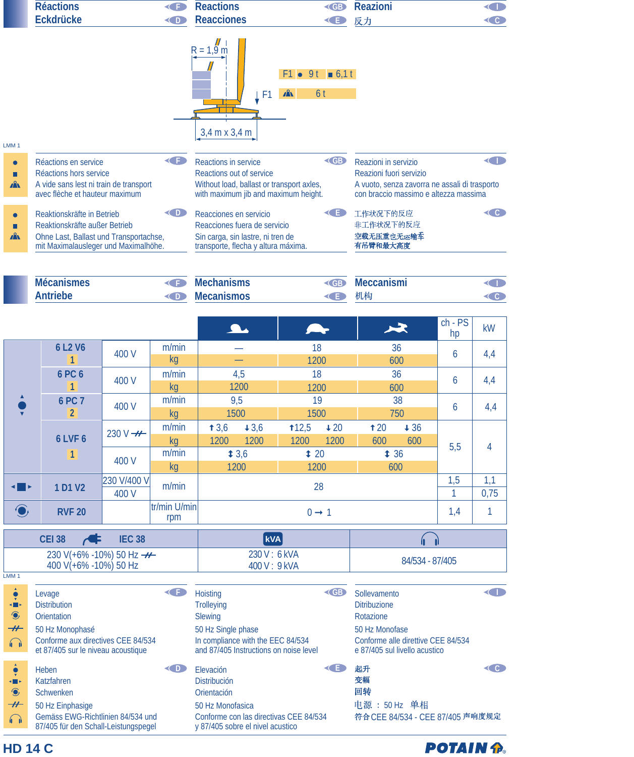## Réactions (F) — Reactions (GB) — Reazioni (I)
## Eckdrücke (D) — Reacciones (E) — 反力 (C)

R = 1,9 m

F1

3,4 m x 3,4 m

| F1 | ● 9 t | ■ 6,1 t |
|---|---|---|
| (out of service, no load) | 6 t | |

LMM 1

● / ■ / (symbol)

**F**
Réactions en service
Réactions hors service
A vide sans lest ni train de transport avec flèche et hauteur maximum

**GB**
Reactions in service
Reactions out of service
Without load, ballast or transport axles, with maximum jib and maximum height.

**I**
Reazioni in servizio
Reazioni fuori servizio
A vuoto, senza zavorra ne assali di trasporto con braccio massimo e altezza massima

**D**
Reaktionskräfte in Betrieb
Reaktionskräfte außer Betrieb
Ohne Last, Ballast und Transportachse, mit Maximalausleger und Maximalhöhe.

**E**
Reacciones en servicio
Reacciones fuera de servicio
Sin carga, sin lastre, ni tren de transporte, flecha y altura máxima.

**C**
工作状况下的反应
非工作状况下的反应
空载无压重也无运输车
有吊臂和最大高度

## Mécanismes (F) — Mechanisms (GB) — Meccanismi (I)
## Antriebe (D) — Mecanismos (E) — 机构 (C)

| | | | | (slow) | (medium) | (fast) | ch - PS hp | kW |
|---|---|---|---|---|---|---|---|---|
| Hoisting | 6 L2 V6 [1] | 400 V | m/min | — | 18 | 36 | 6 | 4,4 |
| | | | kg | — | 1200 | 600 | | |
| | 6 PC 6 [1] | 400 V | m/min | 4,5 | 18 | 36 | 6 | 4,4 |
| | | | kg | 1200 | 1200 | 600 | | |
| | 6 PC 7 [2] | 400 V | m/min | 9,5 | 19 | 38 | 6 | 4,4 |
| | | | kg | 1500 | 1500 | 750 | | |
| | 6 LVF 6 [1] | 230 V (single phase) | m/min | ↑3,6 ↓3,6 | ↑12,5 ↓20 | ↑20 ↓36 | 5,5 | 4 |
| | | | kg | 1200 1200 | 1200 1200 | 600 600 | | |
| | | 400 V | m/min | ↕ 3,6 | ↕ 20 | ↕ 36 | | |
| | | | kg | 1200 | 1200 | 600 | | |
| Trolleying | 1 D1 V2 | 230 V/400 V | m/min | 28 | | | 1,5 | 1,1 |
| | | 400 V | | | | | 1 | 0,75 |
| Slewing | RVF 20 | | tr/min U/min rpm | 0 → 1 | | | 1,4 | 1 |

| CEI 38 — IEC 38 | kVA | (noise) |
|---|---|---|
| 230 V(+6% -10%) 50 Hz (single phase)<br>400 V(+6% -10%) 50 Hz | 230 V : 6 kVA<br>400 V : 9 kVA | 84/534 - 87/405 |

LMM 1

**F**
Levage
Distribution
Orientation
50 Hz Monophasé
Conforme aux directives CEE 84/534 et 87/405 sur le niveau acoustique

**GB**
Hoisting
Trolleying
Slewing
50 Hz Single phase
In compliance with the EEC 84/534 and 87/405 Instructions on noise level

**I**
Sollevamento
Ditribuzione
Rotazione
50 Hz Monofase
Conforme alle direttive CEE 84/534 e 87/405 sul livello acustico

**D**
Heben
Katzfahren
Schwenken
50 Hz Einphasige
Gemäss EWG-Richtlinien 84/534 und 87/405 für den Schall-Leistungspegel

**E**
Elevación
Distribución
Orientación
50 Hz Monofasica
Conforme con las directivas CEE 84/534 y 87/405 sobre el nivel acustico

**C**
起升
变幅
回转
电源 ： 50 Hz 单相
符合CEE 84/534 - CEE 87/405 声响度规定

**HD 14 C** — POTAIN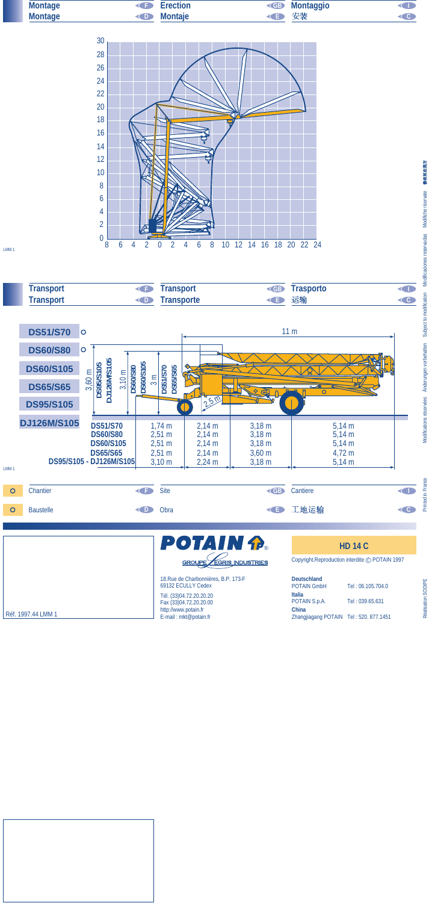## Montage (F) · Erection (GB) · Montaggio (I) · Montage (D) · Montaje (E) · 安装 (C)

30
28
26
24
22
20
18
16
14
12
10
8
6
4
2
0
8 6 4 2 0 2 4 6 8 10 12 14 16 18 20 22 24

LMM 1

## Transport (F) · Transport (GB) · Trasporto (I) · Transport (D) · Transporte (E) · 运输 (C)

DS51/S70 ○

DS60/S80 ○

DS60/S105

DS65/S65

DS95/S105

DJ126M/S105

3,60 m DS95/S105 DJ126M/S105

3,10 m DS60/S80 DS60/S105

3 m DS51/S70 DS65/S65

11 m

2,5 m

| | | | | |
|---|---|---|---|---|
| DS51/S70 | 1,74 m | 2,14 m | 3,18 m | 5,14 m |
| DS60/S80 | 2,51 m | 2,14 m | 3,18 m | 5,14 m |
| DS60/S105 | 2,51 m | 2,14 m | 3,18 m | 5,14 m |
| DS65/S65 | 2,51 m | 2,14 m | 3,60 m | 4,72 m |
| DS95/S105 - DJ126M/S105 | 3,10 m | 2,24 m | 3,18 m | 5,14 m |

LMM 1

○ Chantier (F) · Site (GB) · Cantiere (I)

○ Baustelle (D) · Obra (E) · 工地运输 (C)

POTAIN
GROUPE LEGRIS INDUSTRIES

18.Rue de Charbonnières, B.P. 173-F
69132 ECULLY Cedex

Tél. (33)04.72.20.20.20
Fax (33)04.72.20.20.00
http://www.potain.fr
E-mail : mkt@potain.fr

**HD 14 C**

Copyright.Reproduction interdite © POTAIN 1997

**Deutschland**
POTAIN GmbH Tel : 06.105.704.0

**Italia**
POTAIN S.p.A. Tel : 039.65.631

**China**
Zhangjiagang POTAIN Tel : 520. 877.1451

Réf. 1997.44 LMM 1

Modifications réservées · Änderungen vorbehalten · Subject to modification · Modificaciones reservadas · Modifiche riservate · 修改权保留

Printed in France

Réalisation SODIPE